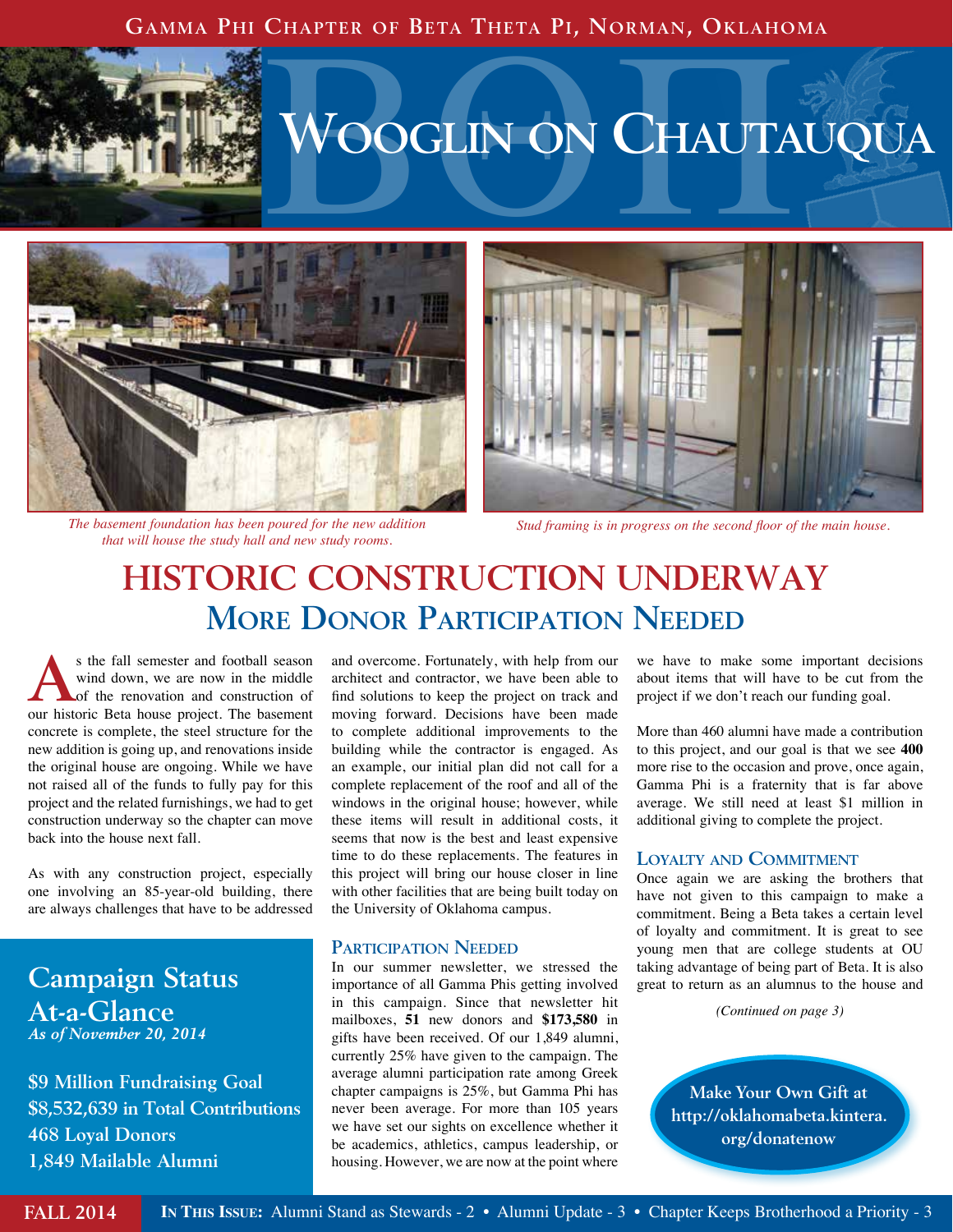Gamma Phi Chapter of Beta Theta Pi, Norman, Oklahoma

# Wooglin on Chautauqua

*The basement foundation has been poured for the new addition that will house the study hall and new study rooms.*

*Stud framing is in progress on the second floor of the main house.*

## HISTORIC CONSTRUCTION UNDERWAY

### More Donor Participation Needed

As the fall semester and football season wind down, we are now in the middle of the renovation and construction of our historic Beta house project. The basement concrete is complete, the steel structure for the new addition is going up, and renovations inside the original house are ongoing. While we have not raised all of the funds to fully pay for this project and the related furnishings, we had to get construction underway so the chapter can move back into the house next fall.

As with any construction project, especially one involving an 85-year-old building, there are always challenges that have to be addressed and overcome. Fortunately, with help from our architect and contractor, we have been able to find solutions to keep the project on track and moving forward. Decisions have been made to complete additional improvements to the building while the contractor is engaged. As an example, our initial plan did not call for a complete replacement of the roof and all of the windows in the original house; however, while these items will result in additional costs, it seems that now is the best and least expensive time to do these replacements. The features in this project will bring our house closer in line with other facilities that are being built today on the University of Oklahoma campus.

#### Participation Needed

In our summer newsletter, we stressed the importance of all Gamma Phis getting involved in this campaign. Since that newsletter hit mailboxes, **51** new donors and **$173,580** in gifts have been received. Of our 1,849 alumni, currently 25% have given to the campaign. The average alumni participation rate among Greek chapter campaigns is 25%, but Gamma Phi has never been average. For more than 105 years we have set our sights on excellence whether it be academics, athletics, campus leadership, or housing. However, we are now at the point where we have to make some important decisions about items that will have to be cut from the project if we don't reach our funding goal.

More than 460 alumni have made a contribution to this project, and our goal is that we see **400** more rise to the occasion and prove, once again, Gamma Phi is a fraternity that is far above average. We still need at least $1 million in additional giving to complete the project.

#### Loyalty and Commitment

Once again we are asking the brothers that have not given to this campaign to make a commitment. Being a Beta takes a certain level of loyalty and commitment. It is great to see young men that are college students at OU taking advantage of being part of Beta. It is also great to return as an alumnus to the house and

*(Continued on page 3)*

### Campaign Status At-a-Glance

*As of November 20, 2014*

**$9 Million Fundraising Goal**
**$8,532,639 in Total Contributions**
**468 Loyal Donors**
**1,849 Mailable Alumni**

**Make Your Own Gift at http://oklahomabeta.kintera.org/donatenow**

**FALL 2014** | **In This Issue:** Alumni Stand as Stewards - 2 • Alumni Update - 3 • Chapter Keeps Brotherhood a Priority - 3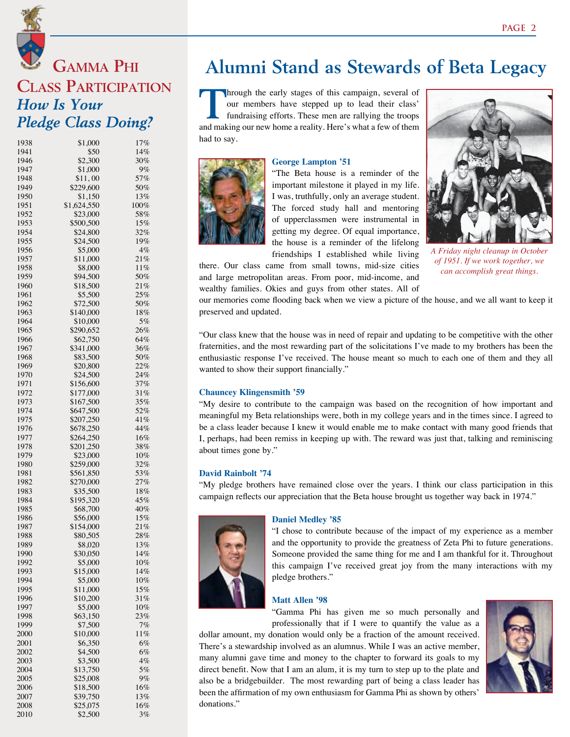## Gamma Phi Class Participation

### *How Is Your Pledge Class Doing?*

| | | |
|---|---|---|
| 1938 | $1,000 | 17% |
| 1941 | $50 | 14% |
| 1946 | $2,300 | 30% |
| 1947 | $1,000 | 9% |
| 1948 | $11, 00 | 57% |
| 1949 | $229,600 | 50% |
| 1950 | $1,150 | 13% |
| 1951 | $1,624,550 | 100% |
| 1952 | $23,000 | 58% |
| 1953 | $500,500 | 15% |
| 1954 | $24,800 | 32% |
| 1955 | $24,500 | 19% |
| 1956 | $5,000 | 4% |
| 1957 | $11,000 | 21% |
| 1958 | $8,000 | 11% |
| 1959 | $94,500 | 50% |
| 1960 | $18,500 | 21% |
| 1961 | $5,500 | 25% |
| 1962 | $72,500 | 50% |
| 1963 | $140,000 | 18% |
| 1964 | $10,000 | 5% |
| 1965 | $290,652 | 26% |
| 1966 | $62,750 | 64% |
| 1967 | $341,000 | 36% |
| 1968 | $83,500 | 50% |
| 1969 | $20,800 | 22% |
| 1970 | $24,500 | 24% |
| 1971 | $156,600 | 37% |
| 1972 | $177,000 | 31% |
| 1973 | $167,500 | 35% |
| 1974 | $647,500 | 52% |
| 1975 | $207,250 | 41% |
| 1976 | $678,250 | 44% |
| 1977 | $264,250 | 16% |
| 1978 | $201,250 | 38% |
| 1979 | $23,000 | 10% |
| 1980 | $259,000 | 32% |
| 1981 | $561,850 | 53% |
| 1982 | $270,000 | 27% |
| 1983 | $35,500 | 18% |
| 1984 | $195,320 | 45% |
| 1985 | $68,700 | 40% |
| 1986 | $56,000 | 15% |
| 1987 | $154,000 | 21% |
| 1988 | $80,505 | 28% |
| 1989 | $8,020 | 13% |
| 1990 | $30,050 | 14% |
| 1992 | $5,000 | 10% |
| 1993 | $15,000 | 14% |
| 1994 | $5,000 | 10% |
| 1995 | $11,000 | 15% |
| 1996 | $10,200 | 31% |
| 1997 | $5,000 | 10% |
| 1998 | $63,150 | 23% |
| 1999 | $7,500 | 7% |
| 2000 | $10,000 | 11% |
| 2001 | $6,350 | 6% |
| 2002 | $4,500 | 6% |
| 2003 | $3,500 | 4% |
| 2004 | $13,750 | 5% |
| 2005 | $25,008 | 9% |
| 2006 | $18,500 | 16% |
| 2007 | $39,750 | 13% |
| 2008 | $25,075 | 16% |
| 2010 | $2,500 | 3% |

# Alumni Stand as Stewards of Beta Legacy

Through the early stages of this campaign, several of our members have stepped up to lead their class' fundraising efforts. These men are rallying the troops and making our new home a reality. Here's what a few of them had to say.

*A Friday night cleanup in October of 1951. If we work together, we can accomplish great things.*

#### George Lampton '51

"The Beta house is a reminder of the important milestone it played in my life. I was, truthfully, only an average student. The forced study hall and mentoring of upperclassmen were instrumental in getting my degree. Of equal importance, the house is a reminder of the lifelong friendships I established while living there. Our class came from small towns, mid-size cities and large metropolitan areas. From poor, mid-income, and wealthy families. Okies and guys from other states. All of our memories come flooding back when we view a picture of the house, and we all want to keep it preserved and updated.

"Our class knew that the house was in need of repair and updating to be competitive with the other fraternities, and the most rewarding part of the solicitations I've made to my brothers has been the enthusiastic response I've received. The house meant so much to each one of them and they all wanted to show their support financially."

#### Chauncey Klingensmith '59

"My desire to contribute to the campaign was based on the recognition of how important and meaningful my Beta relationships were, both in my college years and in the times since. I agreed to be a class leader because I knew it would enable me to make contact with many good friends that I, perhaps, had been remiss in keeping up with. The reward was just that, talking and reminiscing about times gone by."

#### David Rainbolt '74

"My pledge brothers have remained close over the years. I think our class participation in this campaign reflects our appreciation that the Beta house brought us together way back in 1974."

#### Daniel Medley '85

"I chose to contribute because of the impact of my experience as a member and the opportunity to provide the greatness of Zeta Phi to future generations. Someone provided the same thing for me and I am thankful for it. Throughout this campaign I've received great joy from the many interactions with my pledge brothers."

#### Matt Allen '98

"Gamma Phi has given me so much personally and professionally that if I were to quantify the value as a dollar amount, my donation would only be a fraction of the amount received. There's a stewardship involved as an alumnus. While I was an active member, many alumni gave time and money to the chapter to forward its goals to my direct benefit. Now that I am an alum, it is my turn to step up to the plate and also be a bridgebuilder. The most rewarding part of being a class leader has been the affirmation of my own enthusiasm for Gamma Phi as shown by others' donations."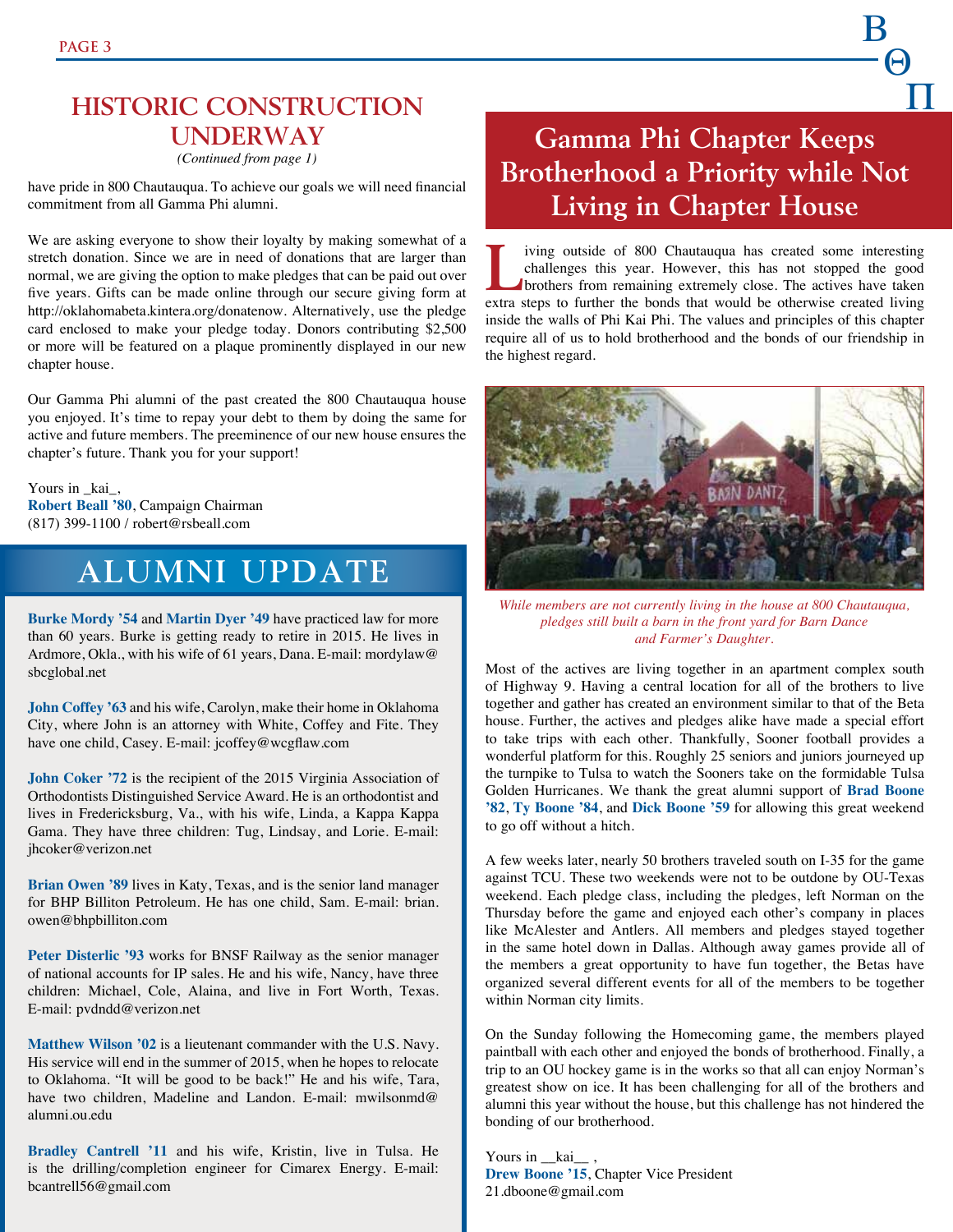## HISTORIC CONSTRUCTION UNDERWAY

*(Continued from page 1)*

have pride in 800 Chautauqua. To achieve our goals we will need financial commitment from all Gamma Phi alumni.

We are asking everyone to show their loyalty by making somewhat of a stretch donation. Since we are in need of donations that are larger than normal, we are giving the option to make pledges that can be paid out over five years. Gifts can be made online through our secure giving form at http://oklahomabeta.kintera.org/donatenow. Alternatively, use the pledge card enclosed to make your pledge today. Donors contributing $2,500 or more will be featured on a plaque prominently displayed in our new chapter house.

Our Gamma Phi alumni of the past created the 800 Chautauqua house you enjoyed. It's time to repay your debt to them by doing the same for active and future members. The preeminence of our new house ensures the chapter's future. Thank you for your support!

Yours in _kai_,
**Robert Beall '80**, Campaign Chairman
(817) 399-1100 / robert@rsbeall.com

## ALUMNI UPDATE

**Burke Mordy '54** and **Martin Dyer '49** have practiced law for more than 60 years. Burke is getting ready to retire in 2015. He lives in Ardmore, Okla., with his wife of 61 years, Dana. E-mail: mordylaw@sbcglobal.net

**John Coffey '63** and his wife, Carolyn, make their home in Oklahoma City, where John is an attorney with White, Coffey and Fite. They have one child, Casey. E-mail: jcoffey@wcgflaw.com

**John Coker '72** is the recipient of the 2015 Virginia Association of Orthodontists Distinguished Service Award. He is an orthodontist and lives in Fredericksburg, Va., with his wife, Linda, a Kappa Kappa Gama. They have three children: Tug, Lindsay, and Lorie. E-mail: jhcoker@verizon.net

**Brian Owen '89** lives in Katy, Texas, and is the senior land manager for BHP Billiton Petroleum. He has one child, Sam. E-mail: brian.owen@bhpbilliton.com

**Peter Disterlic '93** works for BNSF Railway as the senior manager of national accounts for IP sales. He and his wife, Nancy, have three children: Michael, Cole, Alaina, and live in Fort Worth, Texas. E-mail: pvdndd@verizon.net

**Matthew Wilson '02** is a lieutenant commander with the U.S. Navy. His service will end in the summer of 2015, when he hopes to relocate to Oklahoma. "It will be good to be back!" He and his wife, Tara, have two children, Madeline and Landon. E-mail: mwilsonmd@alumni.ou.edu

**Bradley Cantrell '11** and his wife, Kristin, live in Tulsa. He is the drilling/completion engineer for Cimarex Energy. E-mail: bcantrell56@gmail.com

## Gamma Phi Chapter Keeps Brotherhood a Priority while Not Living in Chapter House

Living outside of 800 Chautauqua has created some interesting challenges this year. However, this has not stopped the good brothers from remaining extremely close. The actives have taken extra steps to further the bonds that would be otherwise created living inside the walls of Phi Kai Phi. The values and principles of this chapter require all of us to hold brotherhood and the bonds of our friendship in the highest regard.

*While members are not currently living in the house at 800 Chautauqua, pledges still built a barn in the front yard for Barn Dance and Farmer's Daughter.*

Most of the actives are living together in an apartment complex south of Highway 9. Having a central location for all of the brothers to live together and gather has created an environment similar to that of the Beta house. Further, the actives and pledges alike have made a special effort to take trips with each other. Thankfully, Sooner football provides a wonderful platform for this. Roughly 25 seniors and juniors journeyed up the turnpike to Tulsa to watch the Sooners take on the formidable Tulsa Golden Hurricanes. We thank the great alumni support of **Brad Boone '82**, **Ty Boone '84**, and **Dick Boone '59** for allowing this great weekend to go off without a hitch.

A few weeks later, nearly 50 brothers traveled south on I-35 for the game against TCU. These two weekends were not to be outdone by OU-Texas weekend. Each pledge class, including the pledges, left Norman on the Thursday before the game and enjoyed each other's company in places like McAlester and Antlers. All members and pledges stayed together in the same hotel down in Dallas. Although away games provide all of the members a great opportunity to have fun together, the Betas have organized several different events for all of the members to be together within Norman city limits.

On the Sunday following the Homecoming game, the members played paintball with each other and enjoyed the bonds of brotherhood. Finally, a trip to an OU hockey game is in the works so that all can enjoy Norman's greatest show on ice. It has been challenging for all of the brothers and alumni this year without the house, but this challenge has not hindered the bonding of our brotherhood.

Yours in __kai__ ,
**Drew Boone '15**, Chapter Vice President
21.dboone@gmail.com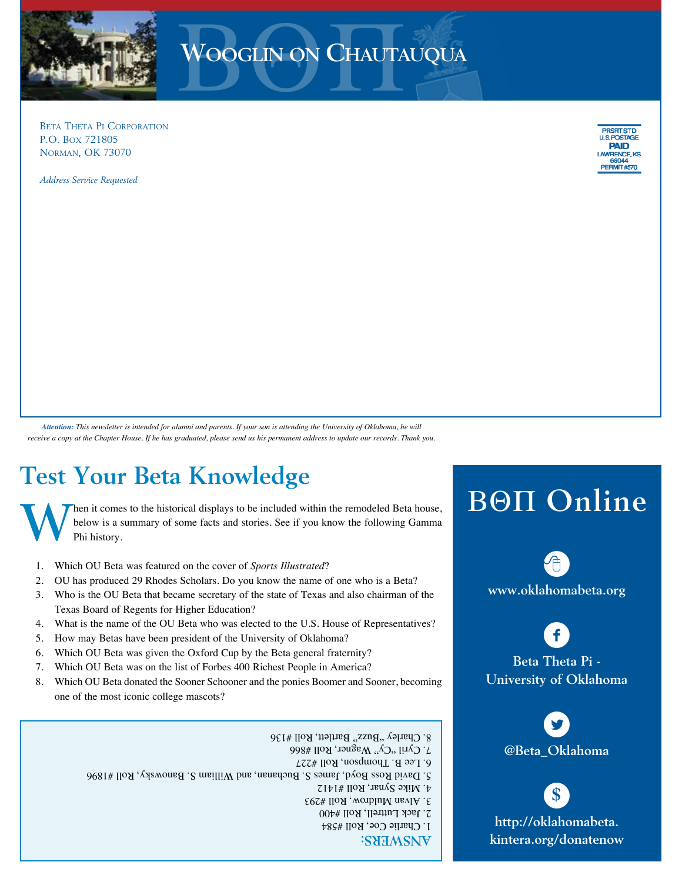# Wooglin on Chautauqua

Beta Theta Pi Corporation
P.O. Box 721805
Norman, OK 73070

*Address Service Requested*

PRSRT STD
U.S.POSTAGE
PAID
LAWRENCE, KS
66044
PERMIT #570

***Attention:*** *This newsletter is intended for alumni and parents. If your son is attending the University of Oklahoma, he will receive a copy at the Chapter House. If he has graduated, please send us his permanent address to update our records. Thank you.*

## Test Your Beta Knowledge

When it comes to the historical displays to be included within the remodeled Beta house, below is a summary of some facts and stories. See if you know the following Gamma Phi history.

1. Which OU Beta was featured on the cover of *Sports Illustrated*?
2. OU has produced 29 Rhodes Scholars. Do you know the name of one who is a Beta?
3. Who is the OU Beta that became secretary of the state of Texas and also chairman of the Texas Board of Regents for Higher Education?
4. What is the name of the OU Beta who was elected to the U.S. House of Representatives?
5. How may Betas have been president of the University of Oklahoma?
6. Which OU Beta was given the Oxford Cup by the Beta general fraternity?
7. Which OU Beta was on the list of Forbes 400 Richest People in America?
8. Which OU Beta donated the Sooner Schooner and the ponies Boomer and Sooner, becoming one of the most iconic college mascots?

**ANSWERS:**

1. Charlie Coe, Roll #584
2. Jack Luttrell, Roll #400
3. Alvan Muldrow, Roll #293
4. Mike Synar, Roll #1412
5. David Ross Boyd, James S. Buchanan, and William S. Banowsky, Roll #1896
6. Lee B. Thompson, Roll #227
7. Cyril "Cy" Wagner, Roll #866
8. Charley "Buzz" Bartlett, Roll #136

## ΒΘΠ Online

www.oklahomabeta.org

Beta Theta Pi - University of Oklahoma

@Beta_Oklahoma

http://oklahomabeta.kintera.org/donatenow